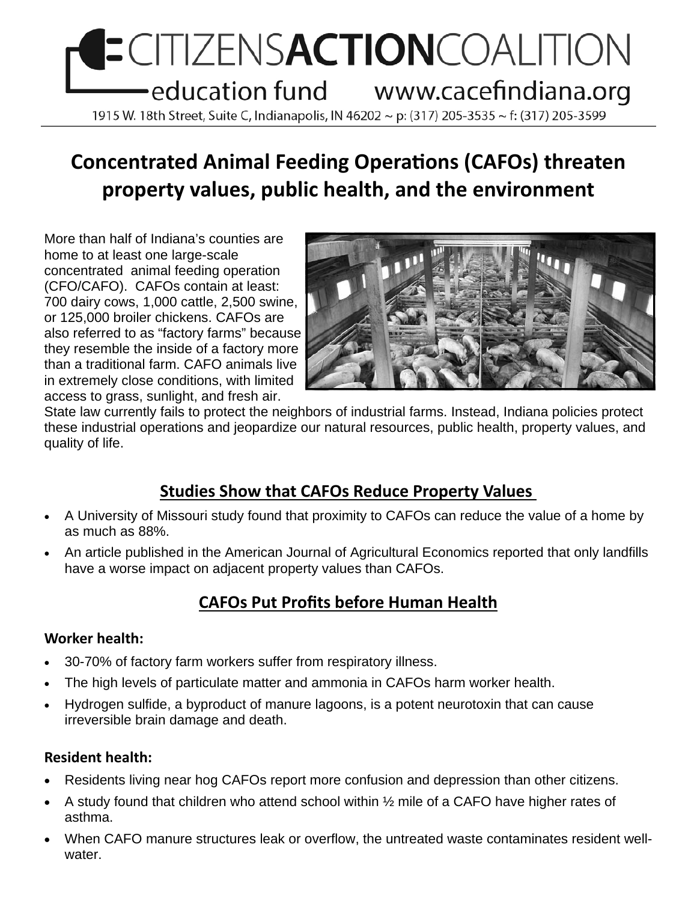# CITIZENS**ACTION**COALITION

education fund www.cacefindiana.org

1915 W. 18th Street, Suite C, Indianapolis, IN 46202 ~ p: (317) 205-3535 ~ f: (317) 205-3599

## Concentrated Animal Feeding Operations (CAFOs) threaten property values, public health, and the environment

More than half of Indiana's counties are home to at least one large-scale concentrated animal feeding operation (CFO/CAFO). CAFOs contain at least: 700 dairy cows, 1,000 cattle, 2,500 swine, or 125,000 broiler chickens. CAFOs are also referred to as "factory farms" because they resemble the inside of a factory more than a traditional farm. CAFO animals live in extremely close conditions, with limited access to grass, sunlight, and fresh air. State law currently fails to protect the neighbors of industrial farms. Instead, Indiana policies protect these industrial operations and jeopardize our natural resources, public health, property values, and quality of life.

### Studies Show that CAFOs Reduce Property Values

- A University of Missouri study found that proximity to CAFOs can reduce the value of a home by as much as 88%.
- An article published in the American Journal of Agricultural Economics reported that only landfills have a worse impact on adjacent property values than CAFOs.

### CAFOs Put Profits before Human Health

**Worker health:**

- 30-70% of factory farm workers suffer from respiratory illness.
- The high levels of particulate matter and ammonia in CAFOs harm worker health.
- Hydrogen sulfide, a byproduct of manure lagoons, is a potent neurotoxin that can cause irreversible brain damage and death.

**Resident health:**

- Residents living near hog CAFOs report more confusion and depression than other citizens.
- A study found that children who attend school within ½ mile of a CAFO have higher rates of asthma.
- When CAFO manure structures leak or overflow, the untreated waste contaminates resident well-water.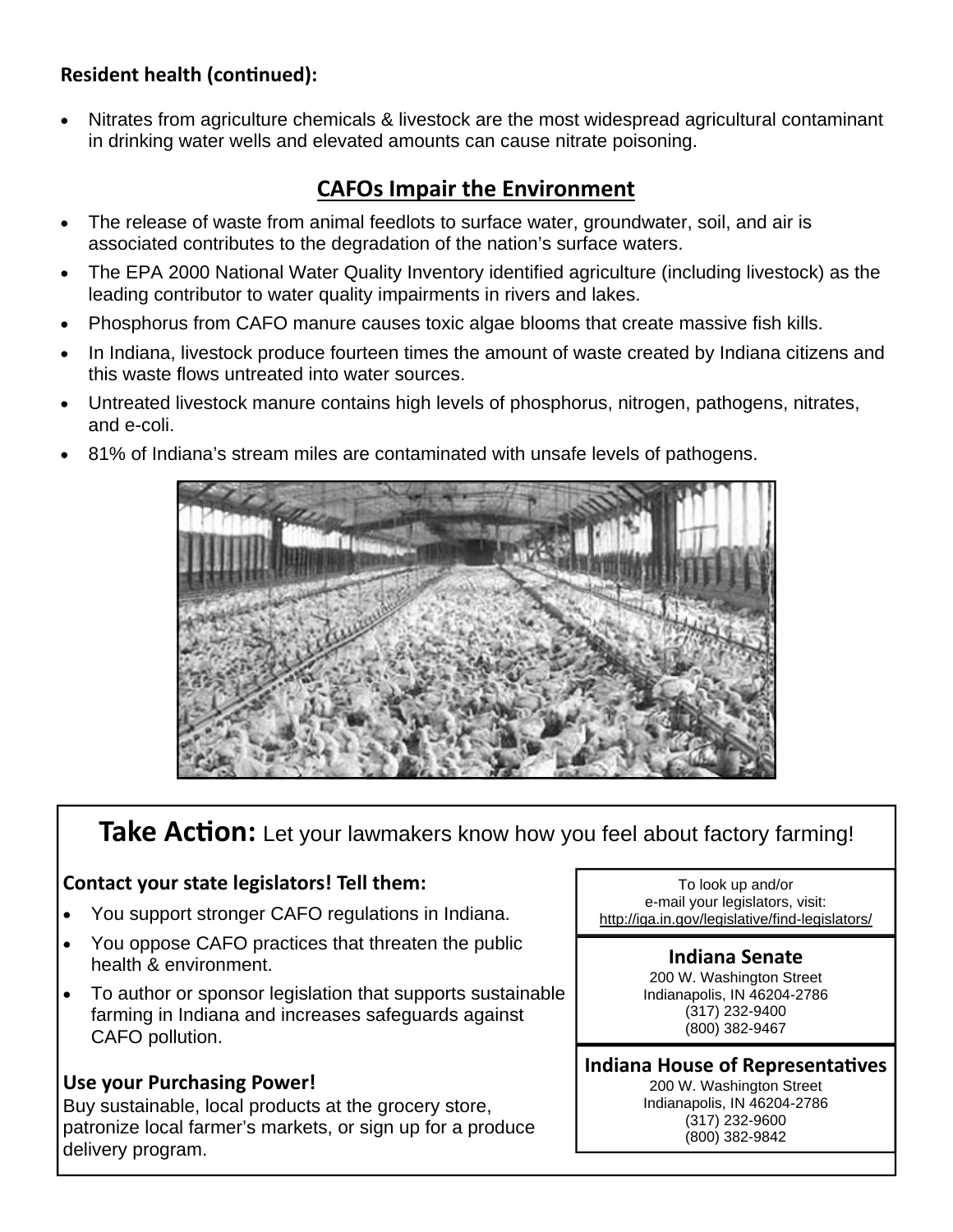**Resident health (continued):**

- Nitrates from agriculture chemicals & livestock are the most widespread agricultural contaminant in drinking water wells and elevated amounts can cause nitrate poisoning.

## CAFOs Impair the Environment

- The release of waste from animal feedlots to surface water, groundwater, soil, and air is associated contributes to the degradation of the nation's surface waters.
- The EPA 2000 National Water Quality Inventory identified agriculture (including livestock) as the leading contributor to water quality impairments in rivers and lakes.
- Phosphorus from CAFO manure causes toxic algae blooms that create massive fish kills.
- In Indiana, livestock produce fourteen times the amount of waste created by Indiana citizens and this waste flows untreated into water sources.
- Untreated livestock manure contains high levels of phosphorus, nitrogen, pathogens, nitrates, and e-coli.
- 81% of Indiana's stream miles are contaminated with unsafe levels of pathogens.

## Take Action: Let your lawmakers know how you feel about factory farming!

**Contact your state legislators! Tell them:**

- You support stronger CAFO regulations in Indiana.
- You oppose CAFO practices that threaten the public health & environment.
- To author or sponsor legislation that supports sustainable farming in Indiana and increases safeguards against CAFO pollution.

**Use your Purchasing Power!**

Buy sustainable, local products at the grocery store, patronize local farmer's markets, or sign up for a produce delivery program.

To look up and/or e-mail your legislators, visit: http://iga.in.gov/legislative/find-legislators/

**Indiana Senate**
200 W. Washington Street
Indianapolis, IN 46204-2786
(317) 232-9400
(800) 382-9467

**Indiana House of Representatives**
200 W. Washington Street
Indianapolis, IN 46204-2786
(317) 232-9600
(800) 382-9842